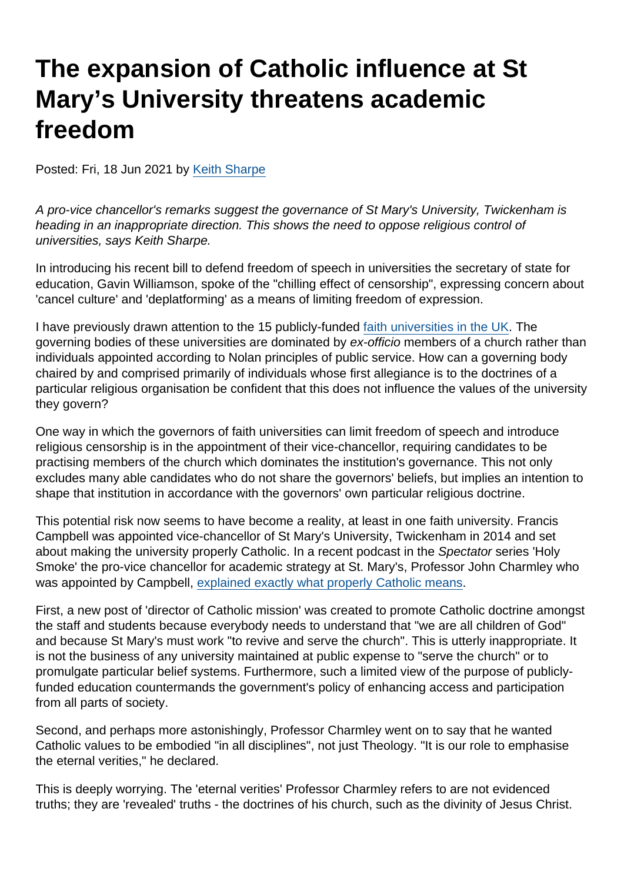# The expansion of Catholic influence at St Mary's University threatens academic freedom

Posted: Fri, 18 Jun 2021 by Keith Sharpe

*A pro-vice chancellor's remarks suggest the governance of St Mary's University, Twickenham is heading in an inappropriate direction. This shows the need to oppose religious control of universities, says Keith Sharpe.*

In introducing his recent bill to defend freedom of speech in universities the secretary of state for education, Gavin Williamson, spoke of the "chilling effect of censorship", expressing concern about 'cancel culture' and 'deplatforming' as a means of limiting freedom of expression.

I have previously drawn attention to the 15 publicly-funded faith universities in the UK. The governing bodies of these universities are dominated by *ex-officio* members of a church rather than individuals appointed according to Nolan principles of public service. How can a governing body chaired by and comprised primarily of individuals whose first allegiance is to the doctrines of a particular religious organisation be confident that this does not influence the values of the university they govern?

One way in which the governors of faith universities can limit freedom of speech and introduce religious censorship is in the appointment of their vice-chancellor, requiring candidates to be practising members of the church which dominates the institution's governance. This not only excludes many able candidates who do not share the governors' beliefs, but implies an intention to shape that institution in accordance with the governors' own particular religious doctrine.

This potential risk now seems to have become a reality, at least in one faith university. Francis Campbell was appointed vice-chancellor of St Mary's University, Twickenham in 2014 and set about making the university properly Catholic. In a recent podcast in the *Spectator* series 'Holy Smoke' the pro-vice chancellor for academic strategy at St. Mary's, Professor John Charmley who was appointed by Campbell, explained exactly what properly Catholic means.

First, a new post of 'director of Catholic mission' was created to promote Catholic doctrine amongst the staff and students because everybody needs to understand that "we are all children of God" and because St Mary's must work "to revive and serve the church". This is utterly inappropriate. It is not the business of any university maintained at public expense to "serve the church" or to promulgate particular belief systems. Furthermore, such a limited view of the purpose of publicly-funded education countermands the government's policy of enhancing access and participation from all parts of society.

Second, and perhaps more astonishingly, Professor Charmley went on to say that he wanted Catholic values to be embodied "in all disciplines", not just Theology. "It is our role to emphasise the eternal verities," he declared.

This is deeply worrying. The 'eternal verities' Professor Charmley refers to are not evidenced truths; they are 'revealed' truths - the doctrines of his church, such as the divinity of Jesus Christ.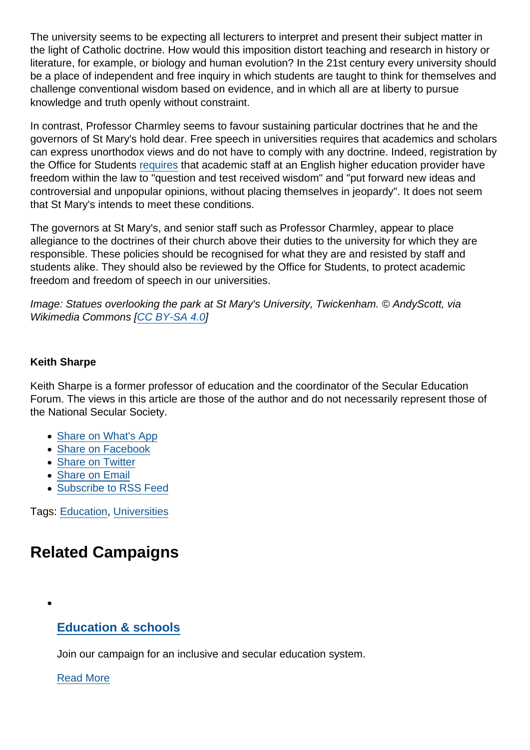The university seems to be expecting all lecturers to interpret and present their subject matter in the light of Catholic doctrine. How would this imposition distort teaching and research in history or literature, for example, or biology and human evolution? In the 21st century every university should be a place of independent and free inquiry in which students are taught to think for themselves and challenge conventional wisdom based on evidence, and in which all are at liberty to pursue knowledge and truth openly without constraint.

In contrast, Professor Charmley seems to favour sustaining particular doctrines that he and the governors of St Mary's hold dear. Free speech in universities requires that academics and scholars can express unorthodox views and do not have to comply with any doctrine. Indeed, registration by the Office for Students requires that academic staff at an English higher education provider have freedom within the law to "question and test received wisdom" and "put forward new ideas and controversial and unpopular opinions, without placing themselves in jeopardy". It does not seem that St Mary's intends to meet these conditions.

The governors at St Mary's, and senior staff such as Professor Charmley, appear to place allegiance to the doctrines of their church above their duties to the university for which they are responsible. These policies should be recognised for what they are and resisted by staff and students alike. They should also be reviewed by the Office for Students, to protect academic freedom and freedom of speech in our universities.

*Image: Statues overlooking the park at St Mary's University, Twickenham. © AndyScott, via Wikimedia Commons [CC BY-SA 4.0]*

**Keith Sharpe**

Keith Sharpe is a former professor of education and the coordinator of the Secular Education Forum. The views in this article are those of the author and do not necessarily represent those of the National Secular Society.

- Share on What's App
- Share on Facebook
- Share on Twitter
- Share on Email
- Subscribe to RSS Feed

Tags: Education, Universities

## Related Campaigns

- ### Education & schools

  Join our campaign for an inclusive and secular education system.

  Read More